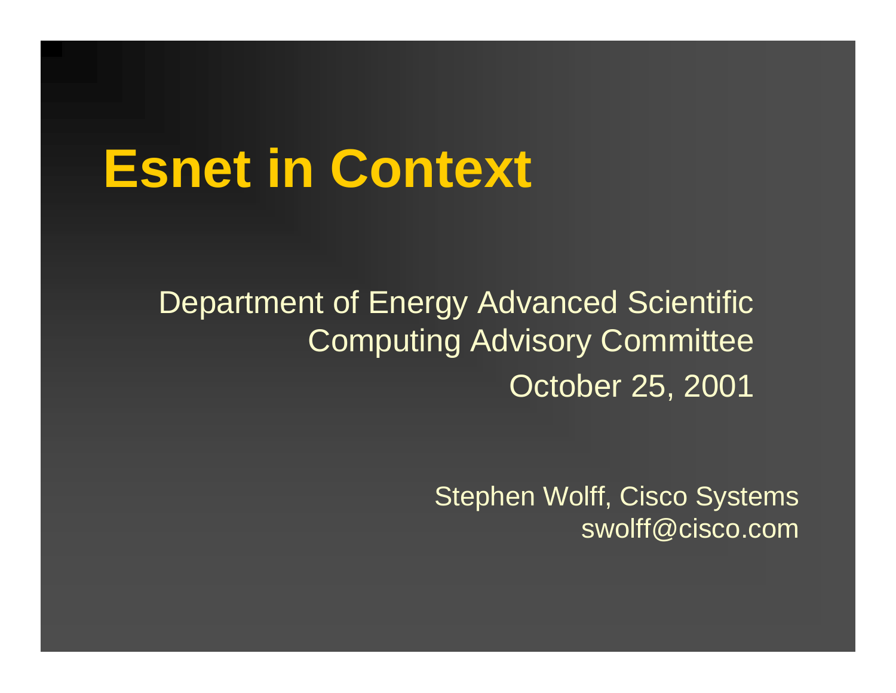# Esnet in Context

Department of Energy Advanced Scientific Computing Advisory Committee

October 25, 2001

Stephen Wolff, Cisco Systems

swolff@cisco.com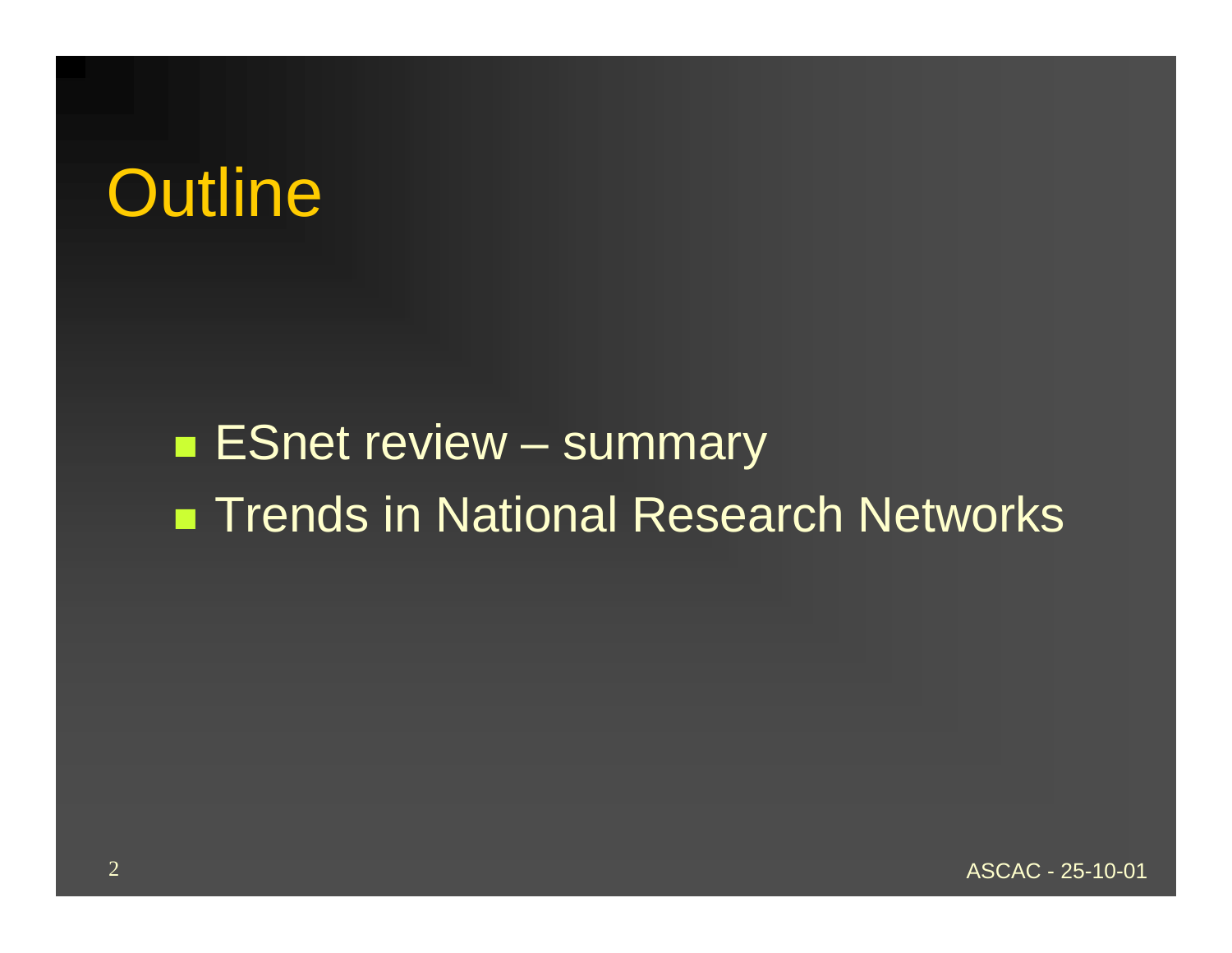# Outline

- ESnet review – summary
- Trends in National Research Networks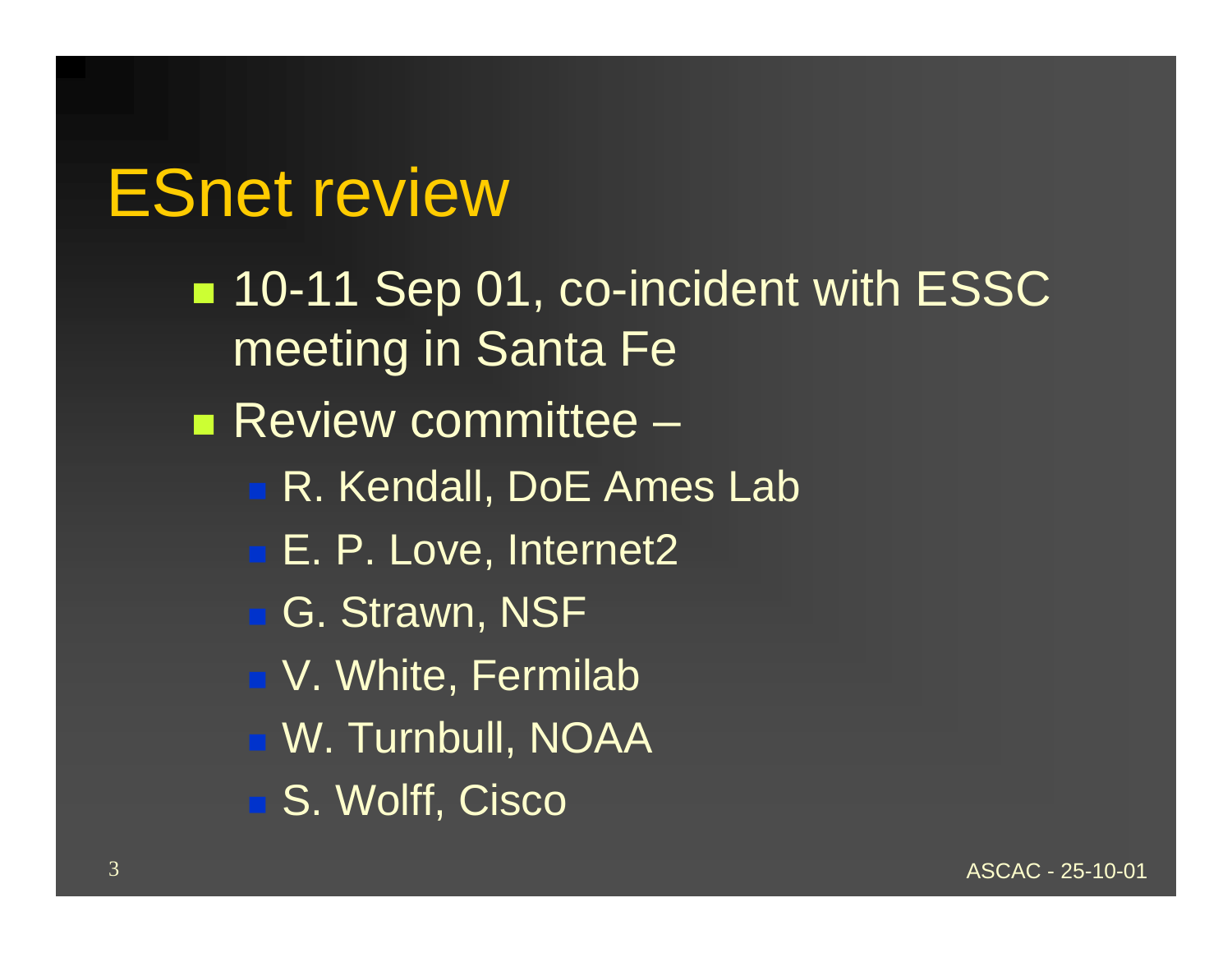# ESnet review

- 10-11 Sep 01, co-incident with ESSC meeting in Santa Fe
- Review committee –
  - R. Kendall, DoE Ames Lab
  - E. P. Love, Internet2
  - G. Strawn, NSF
  - V. White, Fermilab
  - W. Turnbull, NOAA
  - S. Wolff, Cisco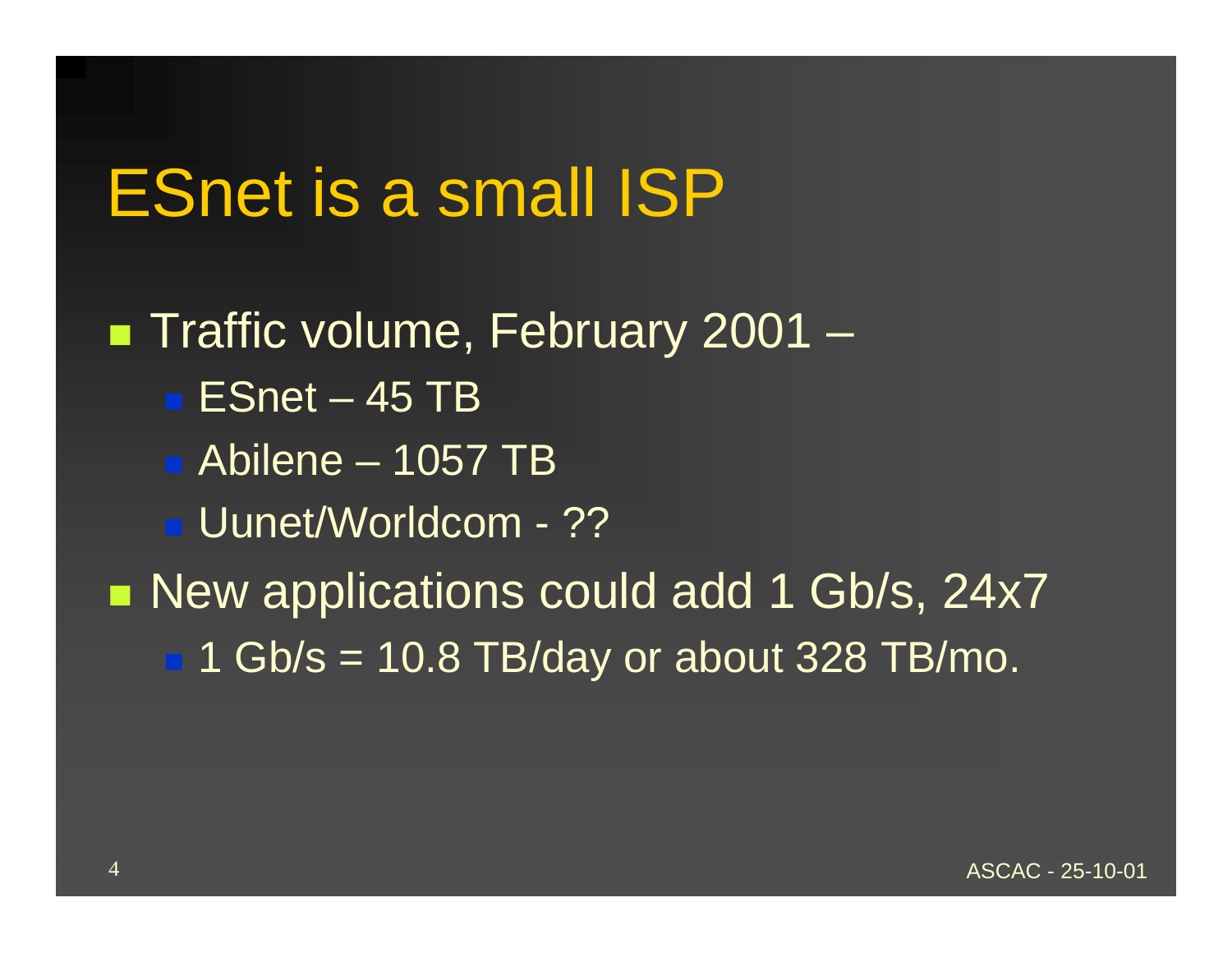# ESnet is a small ISP

- Traffic volume, February 2001 –
  - ESnet – 45 TB
  - Abilene – 1057 TB
  - Uunet/Worldcom - ??
- New applications could add 1 Gb/s, 24x7
  - 1 Gb/s = 10.8 TB/day or about 328 TB/mo.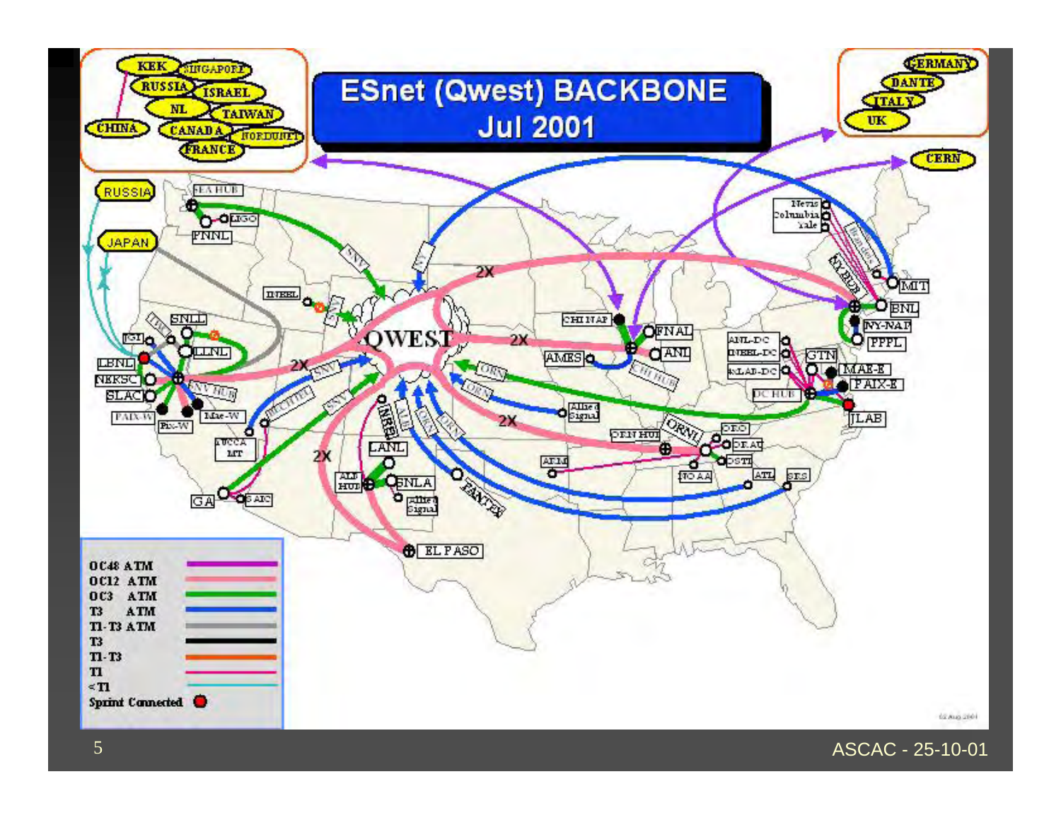# ESnet (Qwest) BACKBONE Jul 2001

| Legend |
| --- |
| OC48 ATM |
| OC12 ATM |
| OC3 ATM |
| T3 ATM |
| T1-T3 ATM |
| T3 |
| T1-T3 |
| T1 |
| < T1 |
| Sprint Connected |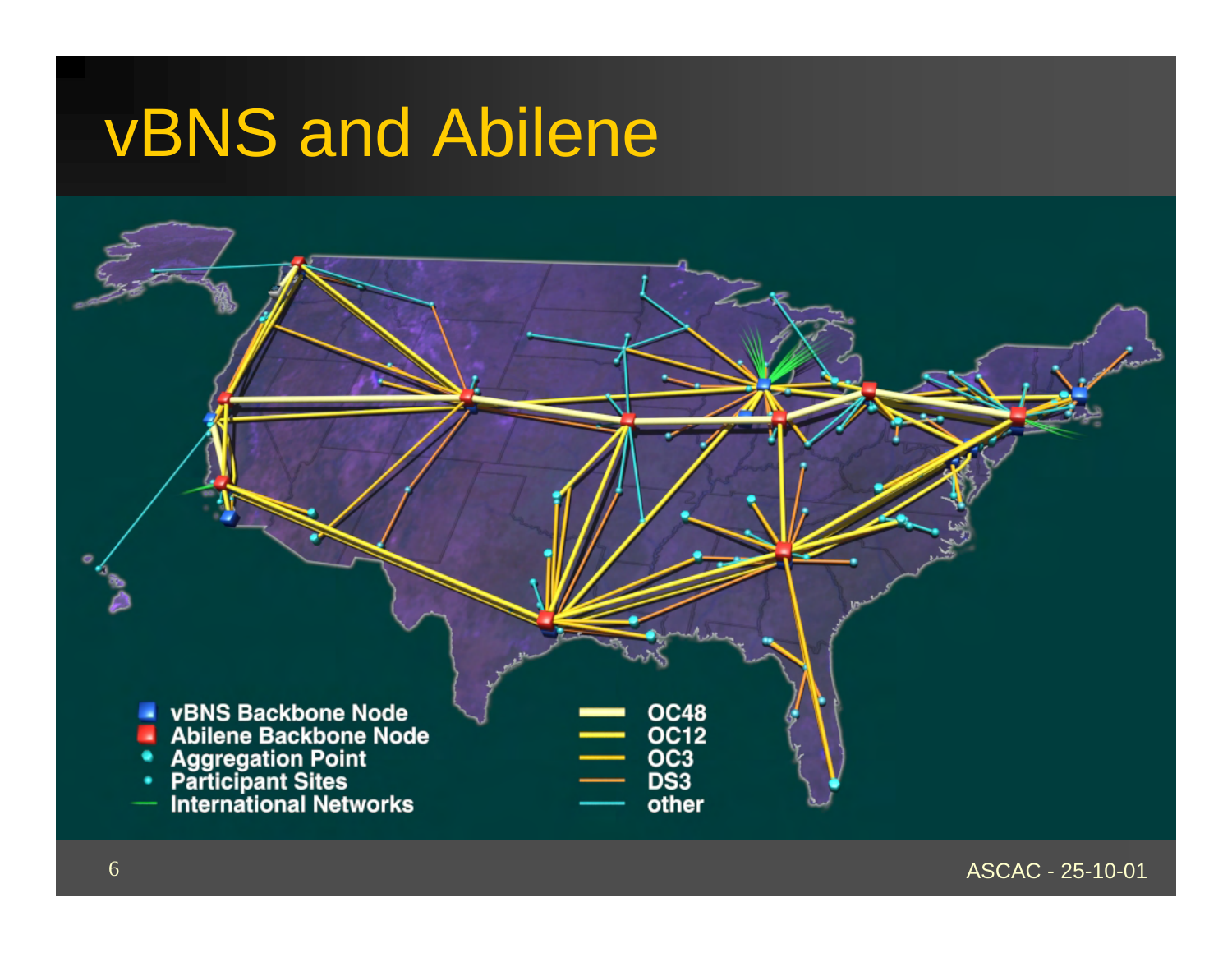# vBNS and Abilene

- vBNS Backbone Node
- Abilene Backbone Node
- Aggregation Point
- Participant Sites
- International Networks

- OC48
- OC12
- OC3
- DS3
- other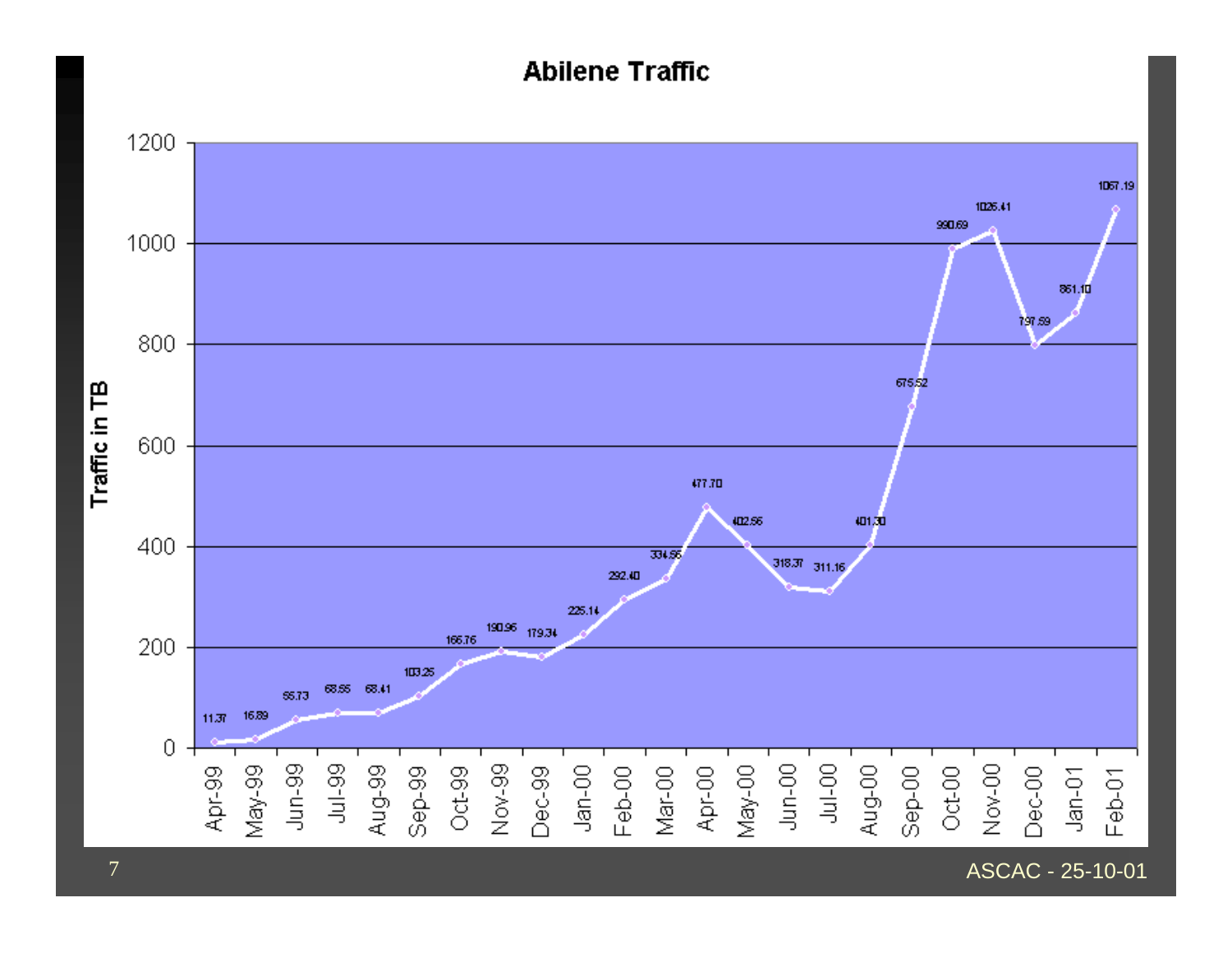# Abilene Traffic

| Month | Traffic in TB |
|---|---|
| Apr-99 | 11.37 |
| May-99 | 16.89 |
| Jun-99 | 55.73 |
| Jul-99 | 68.55 |
| Aug-99 | 68.41 |
| Sep-99 | 103.25 |
| Oct-99 | 166.76 |
| Nov-99 | 190.96 |
| Dec-99 | 179.34 |
| Jan-00 | 225.14 |
| Feb-00 | 292.40 |
| Mar-00 | 334.56 |
| Apr-00 | 477.70 |
| May-00 | 402.56 |
| Jun-00 | 318.37 |
| Jul-00 | 311.16 |
| Aug-00 | 401.30 |
| Sep-00 | 675.52 |
| Oct-00 | 990.69 |
| Nov-00 | 1026.41 |
| Dec-00 | 797.59 |
| Jan-01 | 861.10 |
| Feb-01 | 1067.19 |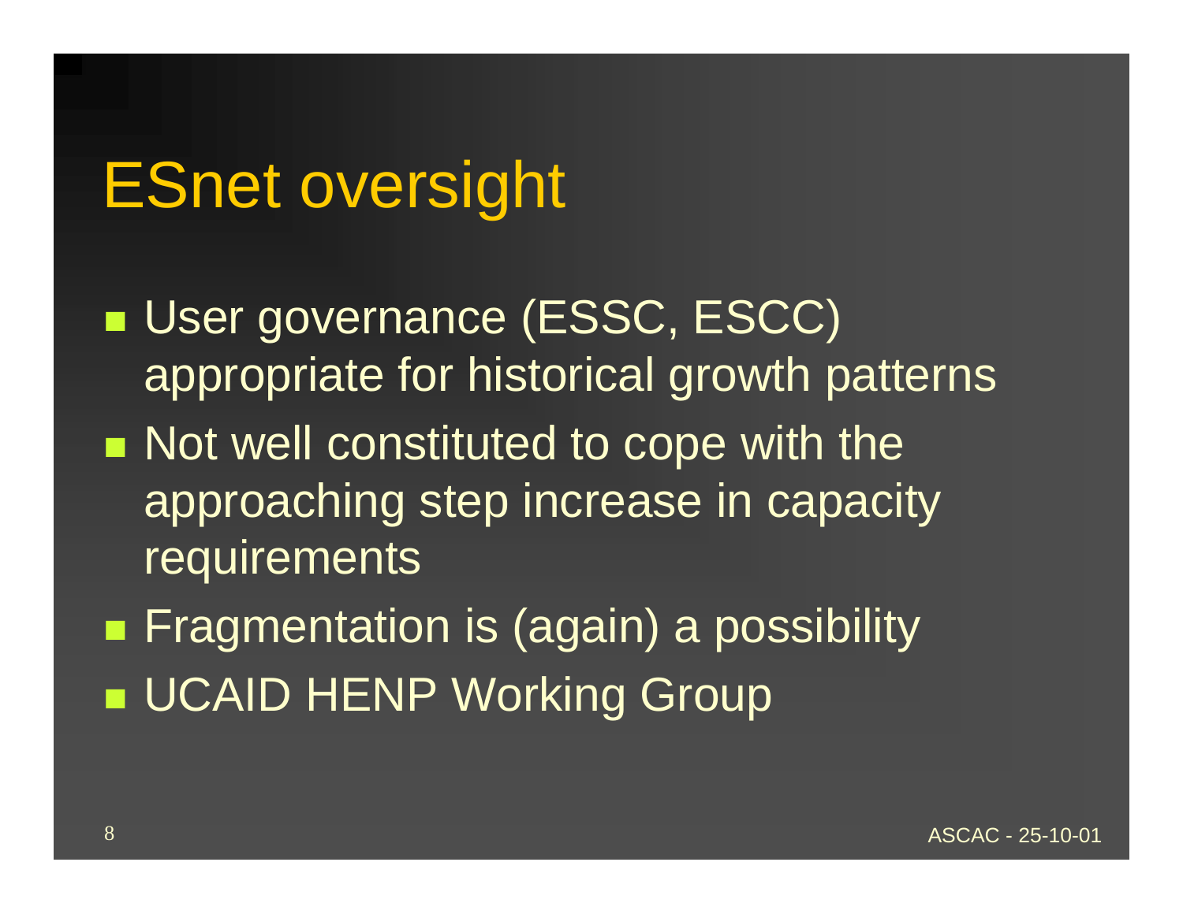# ESnet oversight

- User governance (ESSC, ESCC) appropriate for historical growth patterns
- Not well constituted to cope with the approaching step increase in capacity requirements
- Fragmentation is (again) a possibility
- UCAID HENP Working Group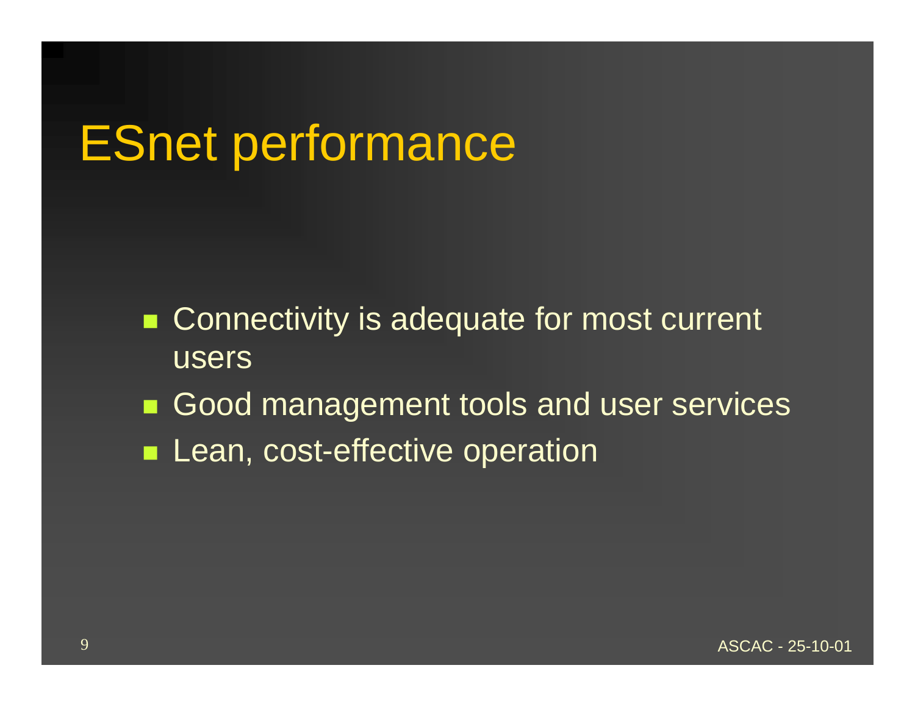# ESnet performance

- Connectivity is adequate for most current users
- Good management tools and user services
- Lean, cost-effective operation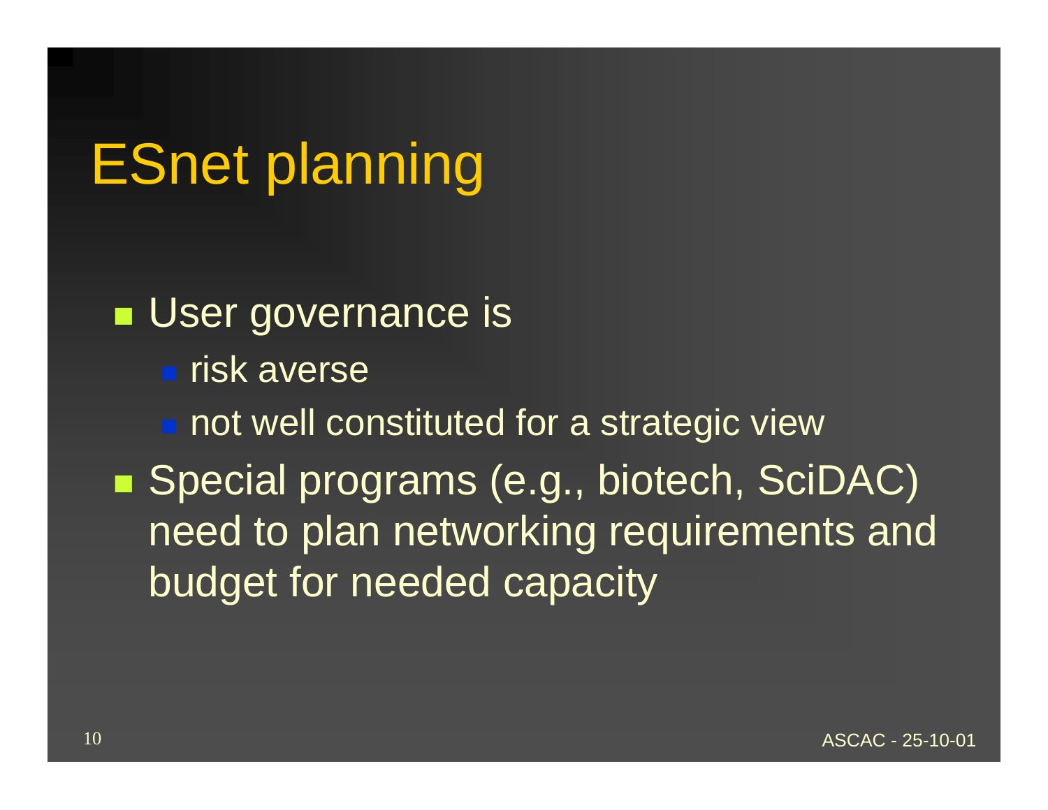# ESnet planning

- User governance is
  - risk averse
  - not well constituted for a strategic view
- Special programs (e.g., biotech, SciDAC) need to plan networking requirements and budget for needed capacity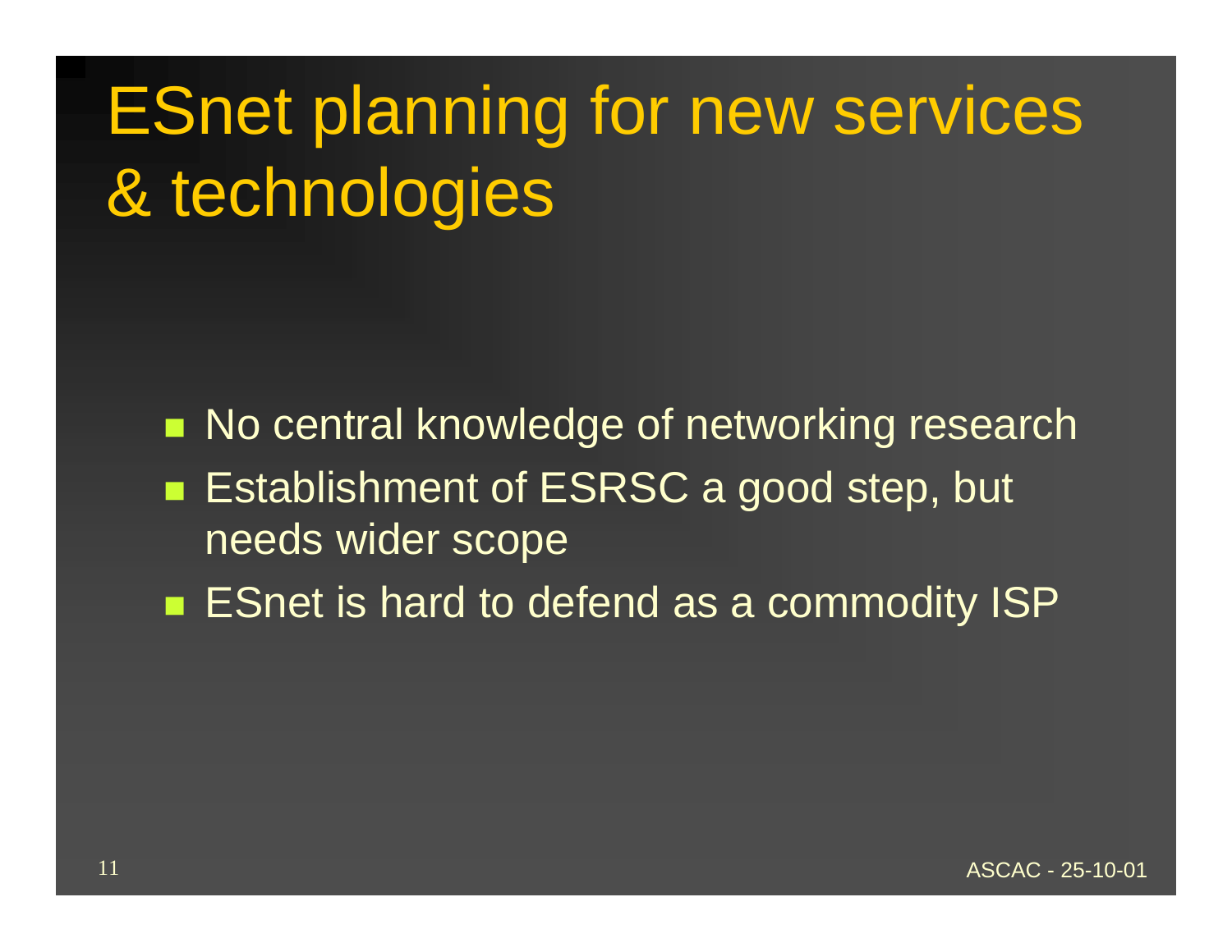# ESnet planning for new services & technologies

- No central knowledge of networking research
- Establishment of ESRSC a good step, but needs wider scope
- ESnet is hard to defend as a commodity ISP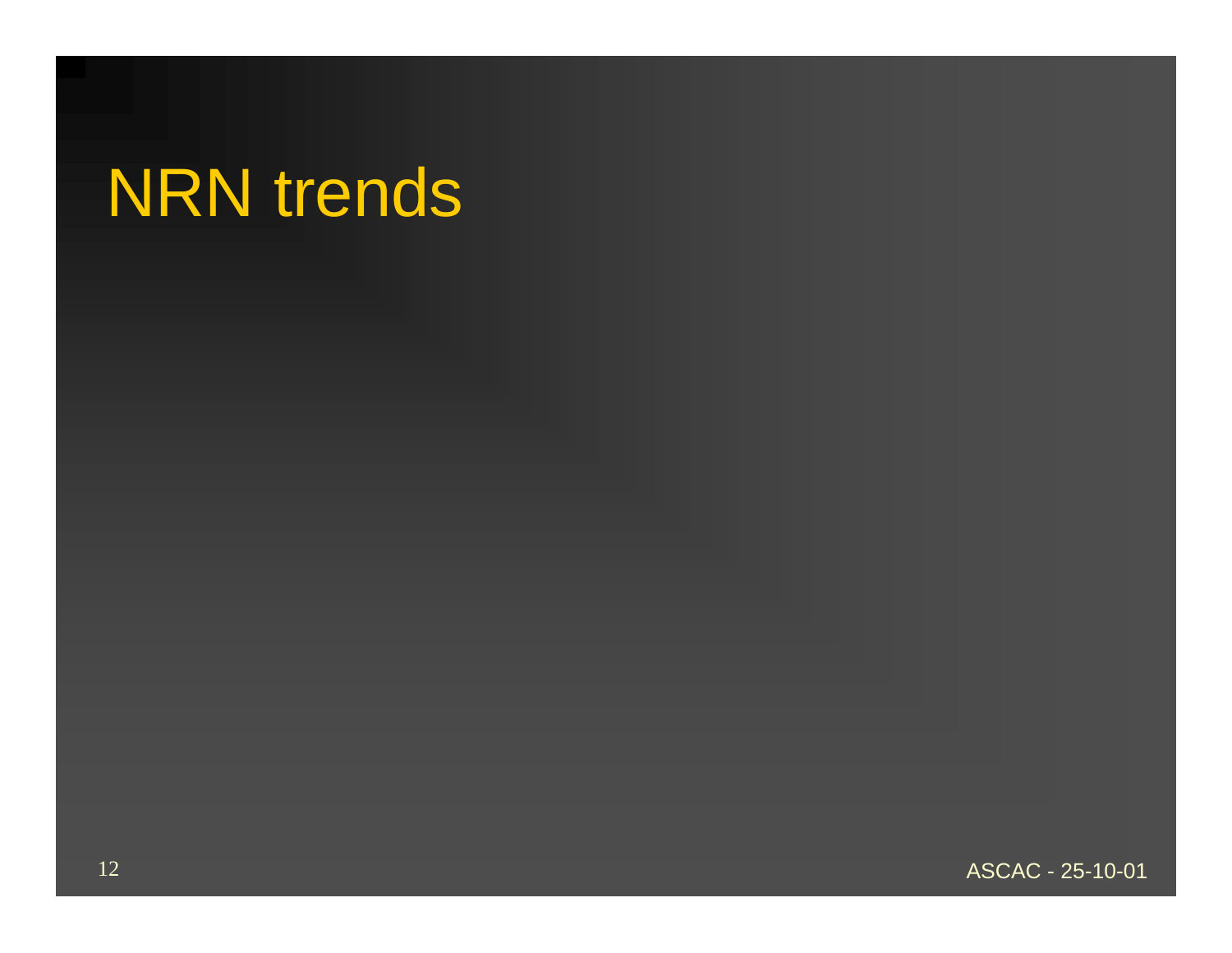# NRN trends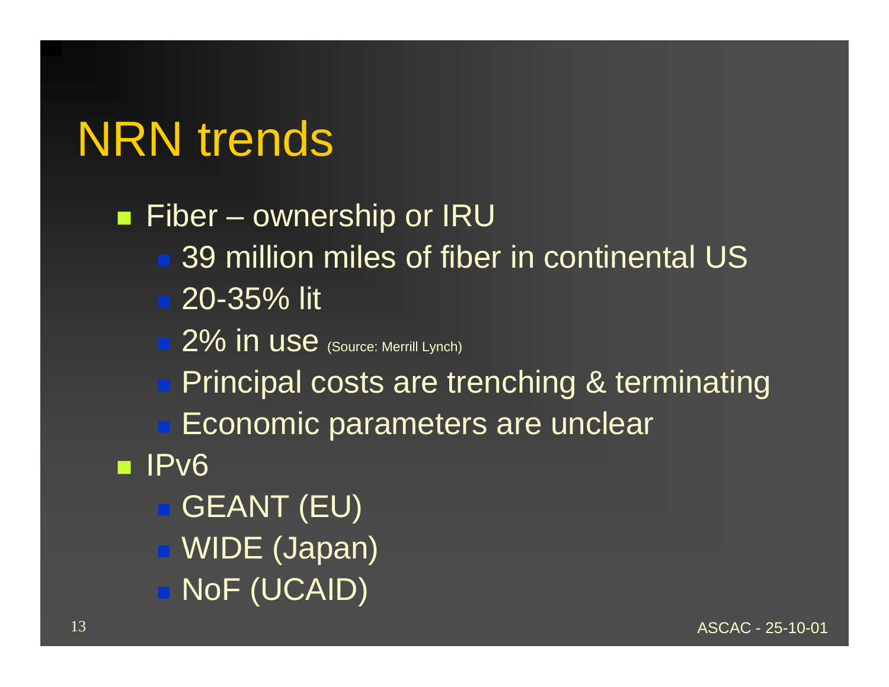# NRN trends

- Fiber – ownership or IRU
  - 39 million miles of fiber in continental US
  - 20-35% lit
  - 2% in use (Source: Merrill Lynch)
  - Principal costs are trenching & terminating
  - Economic parameters are unclear
- IPv6
  - GEANT (EU)
  - WIDE (Japan)
  - NoF (UCAID)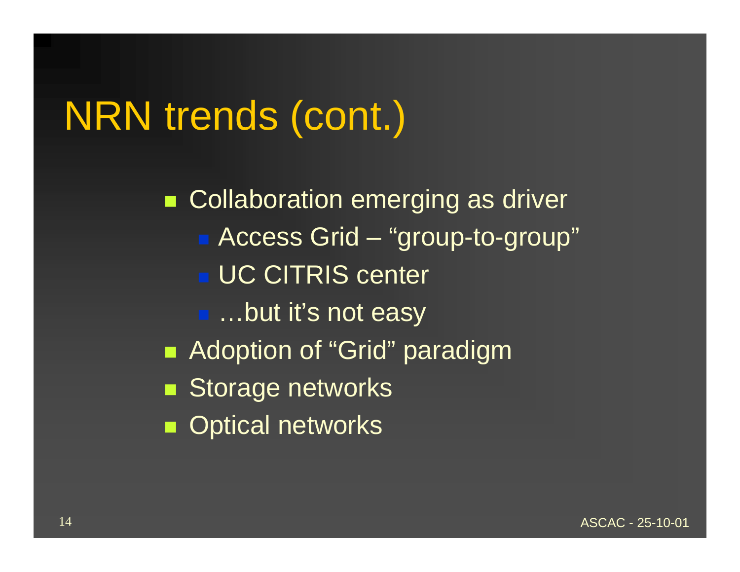# NRN trends (cont.)

- Collaboration emerging as driver
  - Access Grid – “group-to-group”
  - UC CITRIS center
  - …but it’s not easy
- Adoption of “Grid” paradigm
- Storage networks
- Optical networks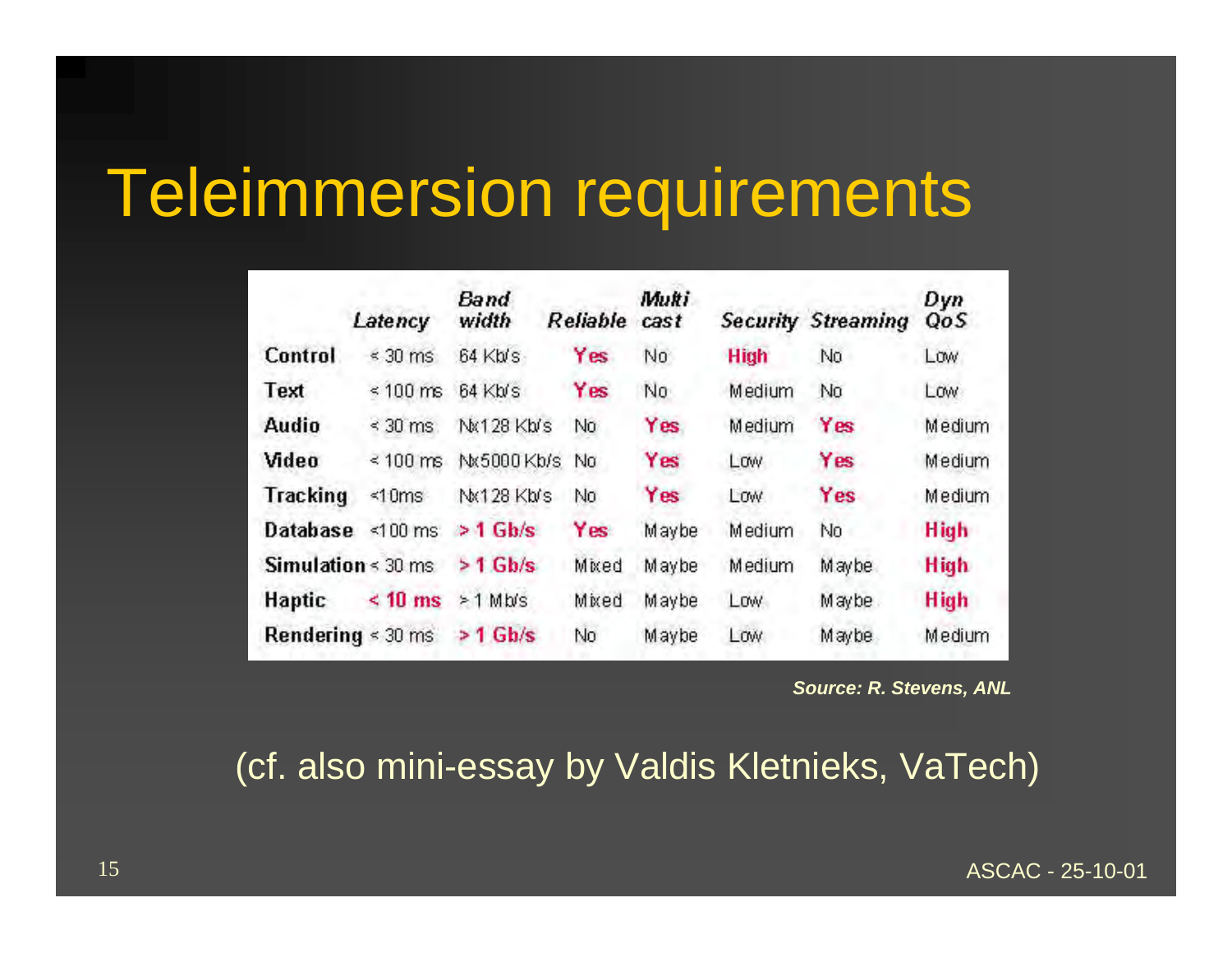# Teleimmersion requirements

| | Latency | Band width | Reliable | Multi cast | Security | Streaming | Dyn QoS |
|---|---|---|---|---|---|---|---|
| **Control** | < 30 ms | 64 Kb/s | **Yes** | No | **High** | No | Low |
| **Text** | < 100 ms | 64 Kb/s | **Yes** | No | Medium | No | Low |
| **Audio** | < 30 ms | Nx128 Kb/s | No | **Yes** | Medium | **Yes** | Medium |
| **Video** | < 100 ms | Nx5000 Kb/s | No | **Yes** | Low | **Yes** | Medium |
| **Tracking** | <10ms | Nx128 Kb/s | No | **Yes** | Low | **Yes** | Medium |
| **Database** | <100 ms | **> 1 Gb/s** | **Yes** | Maybe | Medium | No | **High** |
| **Simulation** | < 30 ms | **> 1 Gb/s** | Mixed | Maybe | Medium | Maybe | **High** |
| **Haptic** | **< 10 ms** | > 1 Mb/s | Mixed | Maybe | Low | Maybe | **High** |
| **Rendering** | < 30 ms | **> 1 Gb/s** | No | Maybe | Low | Maybe | Medium |

***Source: R. Stevens, ANL***

(cf. also mini-essay by Valdis Kletnieks, VaTech)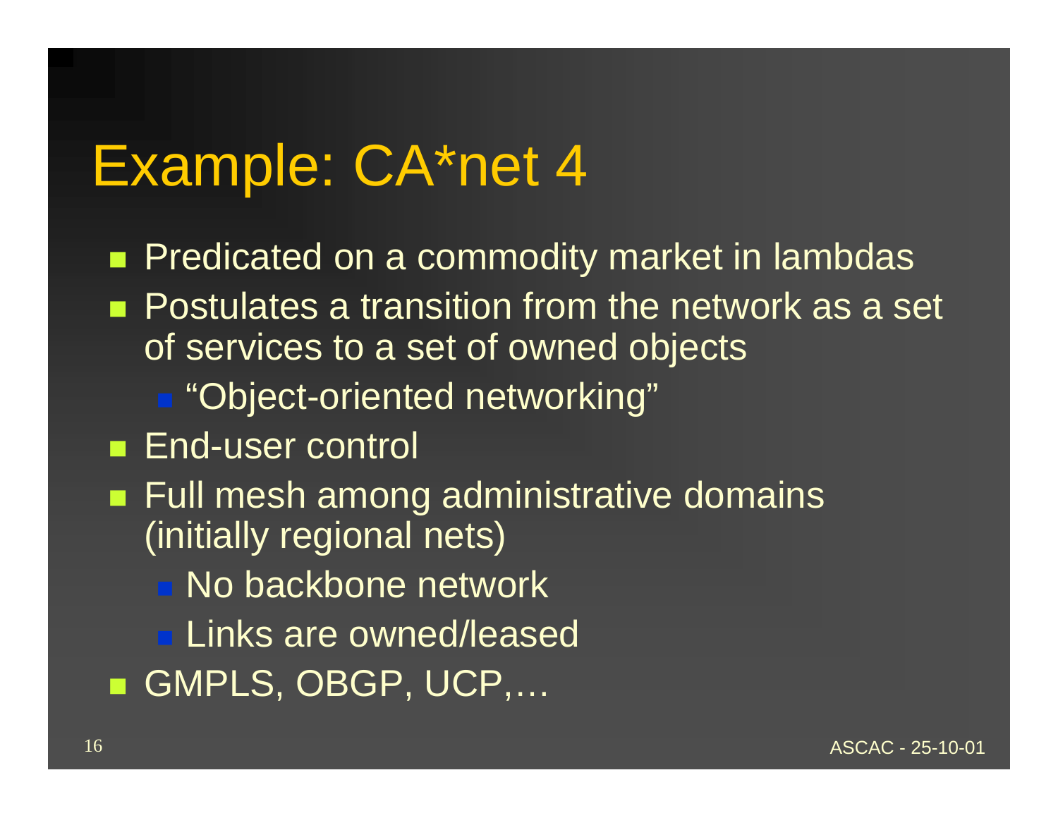# Example: CA*net 4

- Predicated on a commodity market in lambdas
- Postulates a transition from the network as a set of services to a set of owned objects
  - "Object-oriented networking"
- End-user control
- Full mesh among administrative domains (initially regional nets)
  - No backbone network
  - Links are owned/leased
- GMPLS, OBGP, UCP,…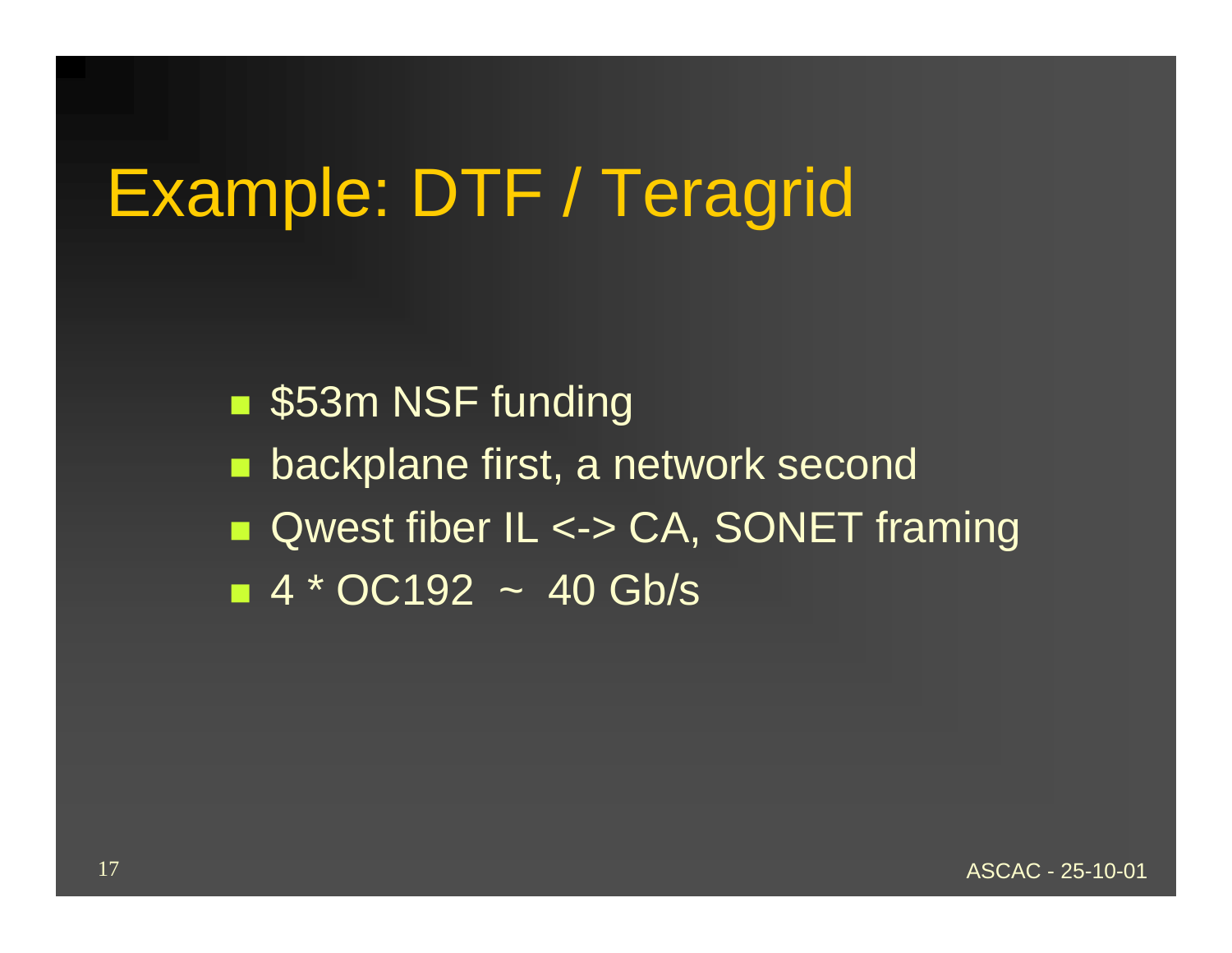# Example: DTF / Teragrid

- $53m NSF funding
- backplane first, a network second
- Qwest fiber IL <-> CA, SONET framing
- 4 * OC192  ~  40 Gb/s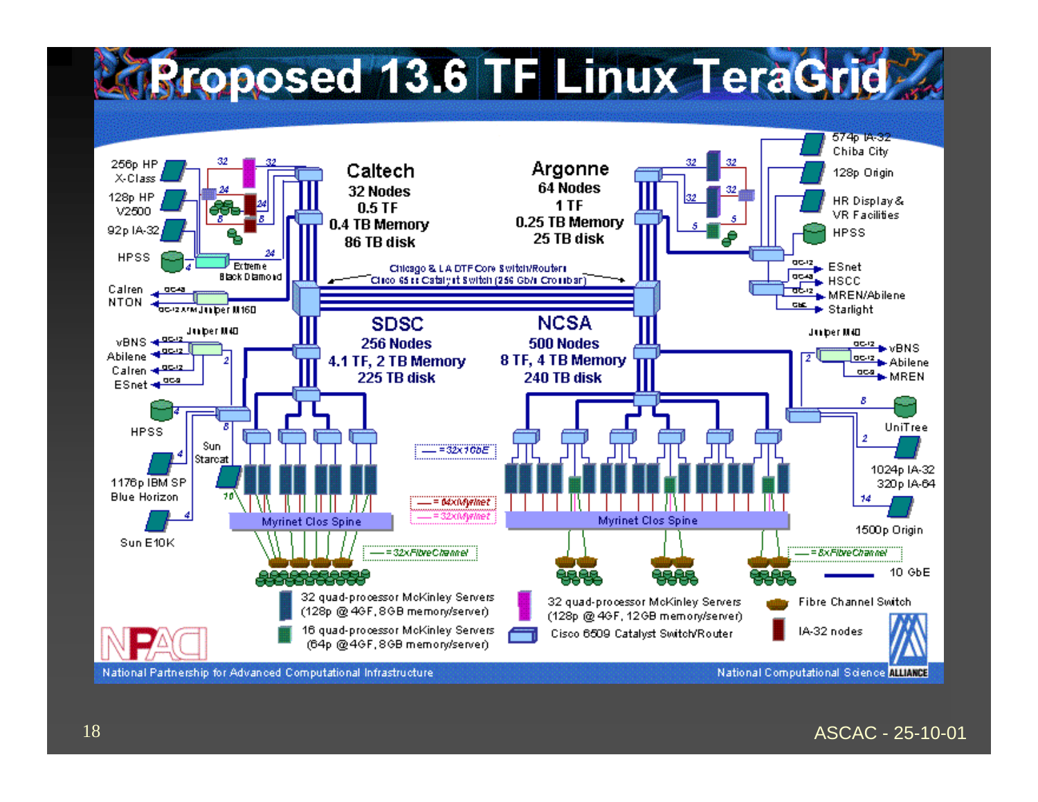# Proposed 13.6 TF Linux TeraGrid

**Caltech**
32 Nodes
0.5 TF
0.4 TB Memory
86 TB disk

**Argonne**
64 Nodes
1 TF
0.25 TB Memory
25 TB disk

**SDSC**
256 Nodes
4.1 TF, 2 TB Memory
225 TB disk

**NCSA**
500 Nodes
8 TF, 4 TB Memory
240 TB disk

Chicago & LA DTF Core Switch/Routers
Cisco 65xx Catalyst Switch (256 Gb/s Crossbar)

256p HP X-Class
128p HP V2500
92p IA-32
HPSS
Extreme Black Diamond
Calren
NTON
OC-12 ATM Juniper M160

574p IA-32 Chiba City
128p Origin
HR Display & VR Facilities
HPSS
ESnet
HSCC
MREN/Abilene
Starlight

Juniper M40
vBNS
Abilene
Calren
ESnet
HPSS
Sun Starcat
1176p IBM SP Blue Horizon
Sun E10K

Juniper M40
vBNS
Abilene
MREN
UniTree
1024p IA-32
320p IA-64
1500p Origin

Myrinet Clos Spine
Myrinet Clos Spine

= 32x 1GbE
= 64x Myrinet
= 32x Myrinet
= 32x FibreChannel
= 8x FibreChannel
10 GbE

32 quad-processor McKinley Servers (128p @ 4GF, 8GB memory/server)
16 quad-processor McKinley Servers (64p @ 4GF, 8GB memory/server)
32 quad-processor McKinley Servers (128p @ 4GF, 12GB memory/server)
Cisco 6509 Catalyst Switch/Router
Fibre Channel Switch
IA-32 nodes

NPACI — National Partnership for Advanced Computational Infrastructure
National Computational Science ALLIANCE

ASCAC - 25-10-01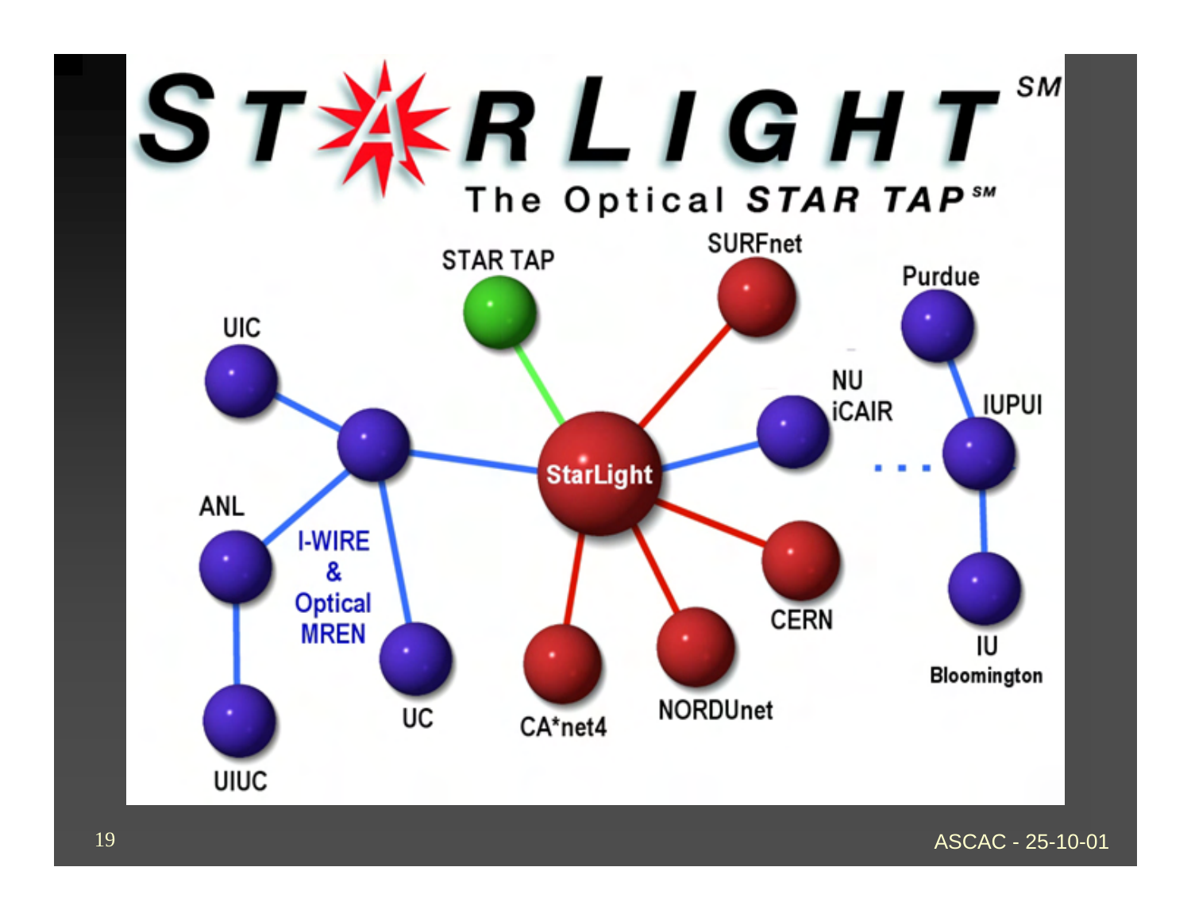# STARLIGHT[SM]

## The Optical STAR TAP[SM]

STAR TAP

SURFnet

Purdue

UIC

NU iCAIR

IUPUI

StarLight

ANL

I-WIRE & Optical MREN

CERN

IU Bloomington

UC

CA*net4

NORDUnet

UIUC

ASCAC - 25-10-01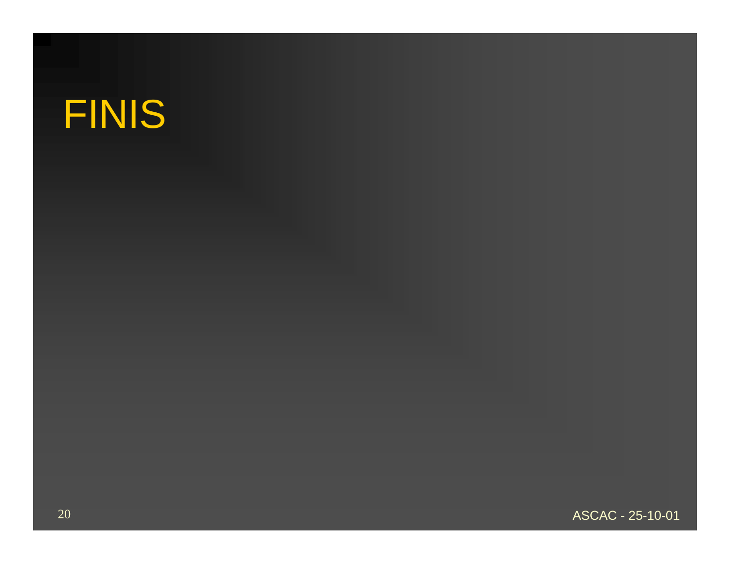# FINIS